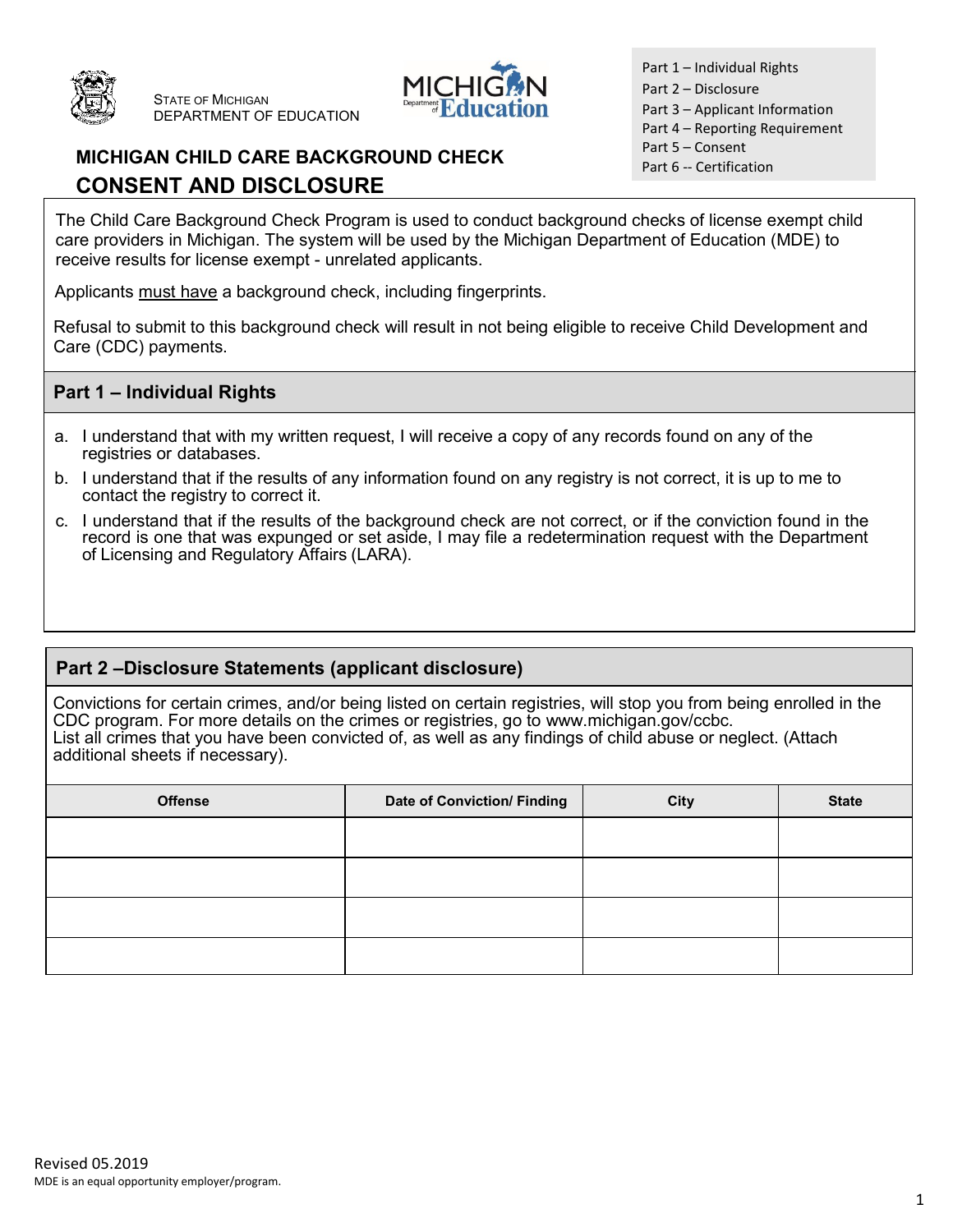STATE OF MICHIGAN
DEPARTMENT OF EDUCATION

Part 1 – Individual Rights
Part 2 – Disclosure
Part 3 – Applicant Information
Part 4 – Reporting Requirement
Part 5 – Consent
Part 6 -- Certification

# MICHIGAN CHILD CARE BACKGROUND CHECK
# CONSENT AND DISCLOSURE

The Child Care Background Check Program is used to conduct background checks of license exempt child care providers in Michigan. The system will be used by the Michigan Department of Education (MDE) to receive results for license exempt - unrelated applicants.

Applicants must have a background check, including fingerprints.

Refusal to submit to this background check will result in not being eligible to receive Child Development and Care (CDC) payments.

## Part 1 – Individual Rights

a. I understand that with my written request, I will receive a copy of any records found on any of the registries or databases.
b. I understand that if the results of any information found on any registry is not correct, it is up to me to contact the registry to correct it.
c. I understand that if the results of the background check are not correct, or if the conviction found in the record is one that was expunged or set aside, I may file a redetermination request with the Department of Licensing and Regulatory Affairs (LARA).

## Part 2 –Disclosure Statements (applicant disclosure)

Convictions for certain crimes, and/or being listed on certain registries, will stop you from being enrolled in the CDC program. For more details on the crimes or registries, go to www.michigan.gov/ccbc.
List all crimes that you have been convicted of, as well as any findings of child abuse or neglect. (Attach additional sheets if necessary).

| Offense | Date of Conviction/ Finding | City | State |
|---|---|---|---|
| | | | |
| | | | |
| | | | |
| | | | |

Revised 05.2019
MDE is an equal opportunity employer/program.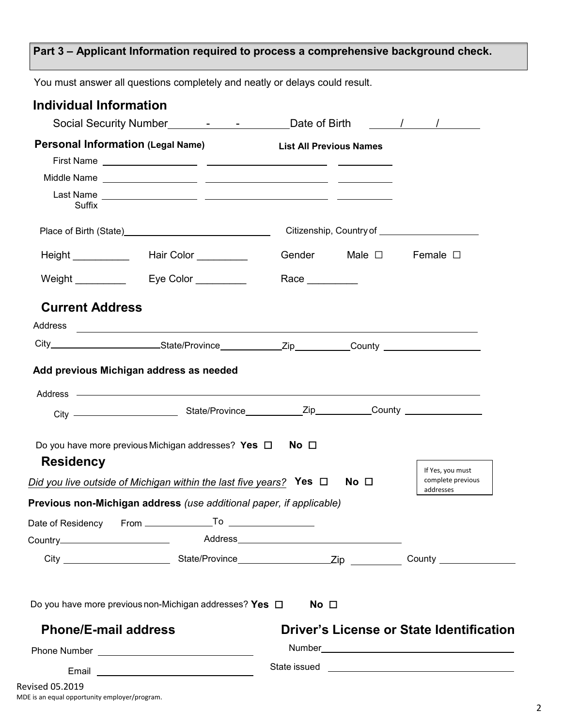## Part 3 – Applicant Information required to process a comprehensive background check.

You must answer all questions completely and neatly or delays could result.

### Individual Information

Social Security Number\_\_\_\_\_-\_\_\_\_-\_\_\_\_\_ Date of Birth \_\_\_\_/\_\_\_\_/\_\_\_\_

**Personal Information (Legal Name)** **List All Previous Names**

First Name \_\_\_\_\_\_\_\_\_\_ \_\_\_\_\_\_\_\_\_\_ \_\_\_\_\_\_\_\_\_\_

Middle Name \_\_\_\_\_\_\_\_\_\_ \_\_\_\_\_\_\_\_\_\_ \_\_\_\_\_\_\_\_\_\_

Last Name \_\_\_\_\_\_\_\_\_\_ \_\_\_\_\_\_\_\_\_\_ \_\_\_\_\_\_\_\_\_\_

Suffix

Place of Birth (State)\_\_\_\_\_\_\_\_\_\_ Citizenship, Country of \_\_\_\_\_\_\_\_\_\_

Height \_\_\_\_\_\_\_\_\_\_ Hair Color \_\_\_\_\_\_\_\_\_ Gender Male ☐ Female ☐

Weight \_\_\_\_\_\_\_\_\_ Eye Color \_\_\_\_\_\_\_\_\_ Race \_\_\_\_\_\_\_\_\_

### Current Address

Address \_\_\_\_\_\_\_\_\_\_

City\_\_\_\_\_\_\_\_\_\_ State/Province\_\_\_\_\_\_\_\_\_\_ Zip\_\_\_\_\_\_\_\_\_\_ County \_\_\_\_\_\_\_\_\_\_

**Add previous Michigan address as needed**

Address \_\_\_\_\_\_\_\_\_\_

City \_\_\_\_\_\_\_\_\_\_ State/Province\_\_\_\_\_\_\_\_\_\_ Zip\_\_\_\_\_\_\_\_\_\_ County \_\_\_\_\_\_\_\_\_\_

Do you have more previous Michigan addresses? **Yes ☐** **No ☐**

### Residency

*Did you live outside of Michigan within the last five years?* **Yes ☐** **No ☐**

If Yes, you must complete previous addresses

**Previous non-Michigan address** *(use additional paper, if applicable)*

Date of Residency From \_\_\_\_\_\_\_\_\_\_ To \_\_\_\_\_\_\_\_\_\_

Country\_\_\_\_\_\_\_\_\_\_ Address\_\_\_\_\_\_\_\_\_\_

City \_\_\_\_\_\_\_\_\_\_ State/Province\_\_\_\_\_\_\_\_\_\_ Zip \_\_\_\_\_\_\_\_\_\_ County \_\_\_\_\_\_\_\_\_\_

Do you have more previous non-Michigan addresses? **Yes ☐** **No ☐**

### Phone/E-mail address

Phone Number \_\_\_\_\_\_\_\_\_\_

Email \_\_\_\_\_\_\_\_\_\_

### Driver's License or State Identification

Number\_\_\_\_\_\_\_\_\_\_

State issued \_\_\_\_\_\_\_\_\_\_

Revised 05.2019

MDE is an equal opportunity employer/program.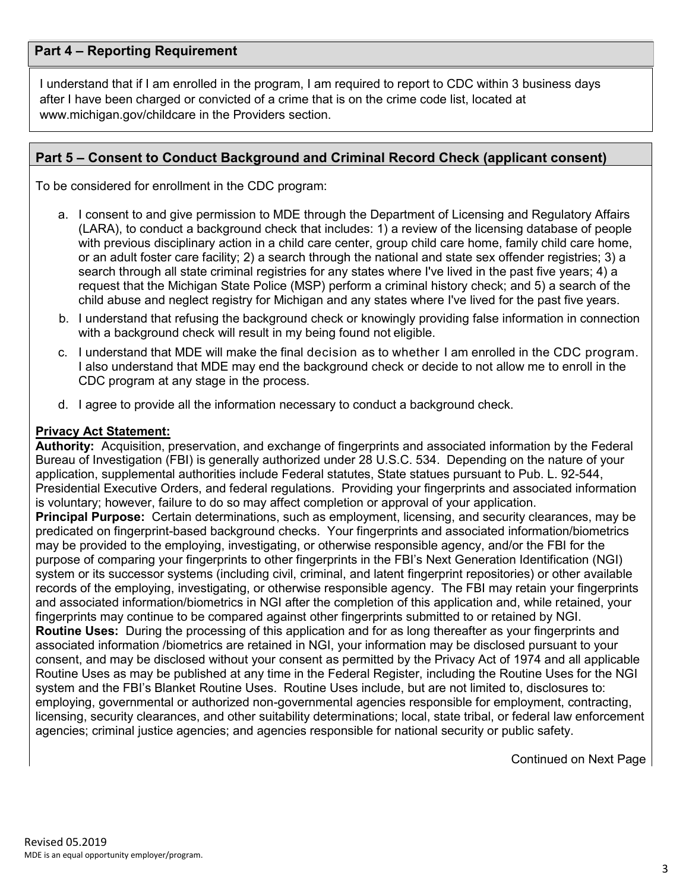## Part 4 – Reporting Requirement

I understand that if I am enrolled in the program, I am required to report to CDC within 3 business days after I have been charged or convicted of a crime that is on the crime code list, located at www.michigan.gov/childcare in the Providers section.

## Part 5 – Consent to Conduct Background and Criminal Record Check (applicant consent)

To be considered for enrollment in the CDC program:

a. I consent to and give permission to MDE through the Department of Licensing and Regulatory Affairs (LARA), to conduct a background check that includes: 1) a review of the licensing database of people with previous disciplinary action in a child care center, group child care home, family child care home, or an adult foster care facility; 2) a search through the national and state sex offender registries; 3) a search through all state criminal registries for any states where I've lived in the past five years; 4) a request that the Michigan State Police (MSP) perform a criminal history check; and 5) a search of the child abuse and neglect registry for Michigan and any states where I've lived for the past five years.

b. I understand that refusing the background check or knowingly providing false information in connection with a background check will result in my being found not eligible.

c. I understand that MDE will make the final decision as to whether I am enrolled in the CDC program. I also understand that MDE may end the background check or decide to not allow me to enroll in the CDC program at any stage in the process.

d. I agree to provide all the information necessary to conduct a background check.

**Privacy Act Statement:**

**Authority:** Acquisition, preservation, and exchange of fingerprints and associated information by the Federal Bureau of Investigation (FBI) is generally authorized under 28 U.S.C. 534. Depending on the nature of your application, supplemental authorities include Federal statutes, State statues pursuant to Pub. L. 92-544, Presidential Executive Orders, and federal regulations. Providing your fingerprints and associated information is voluntary; however, failure to do so may affect completion or approval of your application.

**Principal Purpose:** Certain determinations, such as employment, licensing, and security clearances, may be predicated on fingerprint-based background checks. Your fingerprints and associated information/biometrics may be provided to the employing, investigating, or otherwise responsible agency, and/or the FBI for the purpose of comparing your fingerprints to other fingerprints in the FBI's Next Generation Identification (NGI) system or its successor systems (including civil, criminal, and latent fingerprint repositories) or other available records of the employing, investigating, or otherwise responsible agency. The FBI may retain your fingerprints and associated information/biometrics in NGI after the completion of this application and, while retained, your fingerprints may continue to be compared against other fingerprints submitted to or retained by NGI.

**Routine Uses:** During the processing of this application and for as long thereafter as your fingerprints and associated information /biometrics are retained in NGI, your information may be disclosed pursuant to your consent, and may be disclosed without your consent as permitted by the Privacy Act of 1974 and all applicable Routine Uses as may be published at any time in the Federal Register, including the Routine Uses for the NGI system and the FBI's Blanket Routine Uses. Routine Uses include, but are not limited to, disclosures to: employing, governmental or authorized non-governmental agencies responsible for employment, contracting, licensing, security clearances, and other suitability determinations; local, state tribal, or federal law enforcement agencies; criminal justice agencies; and agencies responsible for national security or public safety.

Continued on Next Page

Revised 05.2019
MDE is an equal opportunity employer/program.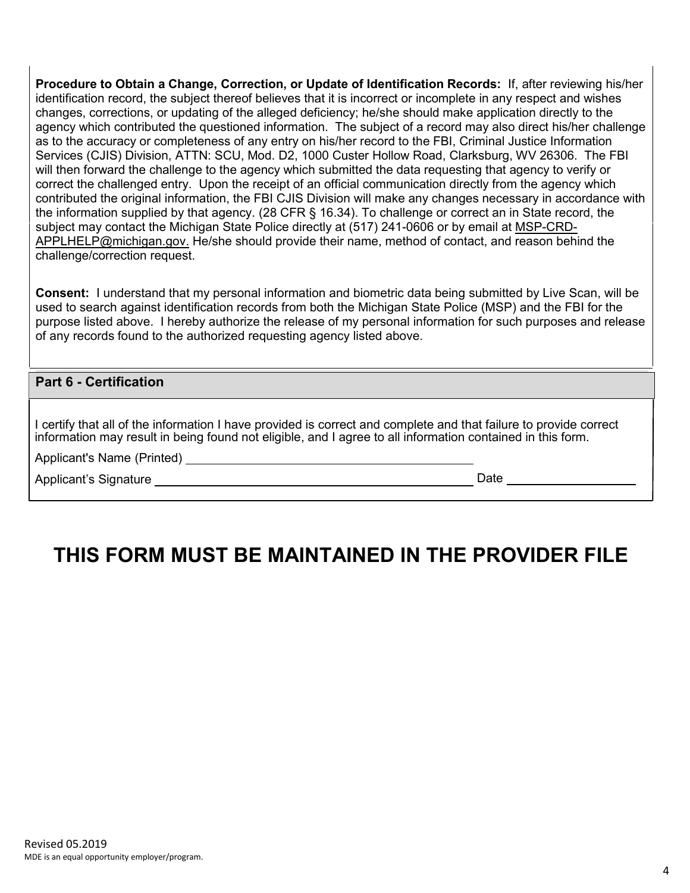**Procedure to Obtain a Change, Correction, or Update of Identification Records:** If, after reviewing his/her identification record, the subject thereof believes that it is incorrect or incomplete in any respect and wishes changes, corrections, or updating of the alleged deficiency; he/she should make application directly to the agency which contributed the questioned information. The subject of a record may also direct his/her challenge as to the accuracy or completeness of any entry on his/her record to the FBI, Criminal Justice Information Services (CJIS) Division, ATTN: SCU, Mod. D2, 1000 Custer Hollow Road, Clarksburg, WV 26306. The FBI will then forward the challenge to the agency which submitted the data requesting that agency to verify or correct the challenged entry. Upon the receipt of an official communication directly from the agency which contributed the original information, the FBI CJIS Division will make any changes necessary in accordance with the information supplied by that agency. (28 CFR § 16.34). To challenge or correct an in State record, the subject may contact the Michigan State Police directly at (517) 241-0606 or by email at MSP-CRD-APPLHELP@michigan.gov. He/she should provide their name, method of contact, and reason behind the challenge/correction request.

**Consent:** I understand that my personal information and biometric data being submitted by Live Scan, will be used to search against identification records from both the Michigan State Police (MSP) and the FBI for the purpose listed above. I hereby authorize the release of my personal information for such purposes and release of any records found to the authorized requesting agency listed above.

## Part 6 - Certification

I certify that all of the information I have provided is correct and complete and that failure to provide correct information may result in being found not eligible, and I agree to all information contained in this form.

Applicant's Name (Printed) ______________________________

Applicant's Signature ______________________________ Date ______________

# THIS FORM MUST BE MAINTAINED IN THE PROVIDER FILE

Revised 05.2019

MDE is an equal opportunity employer/program.